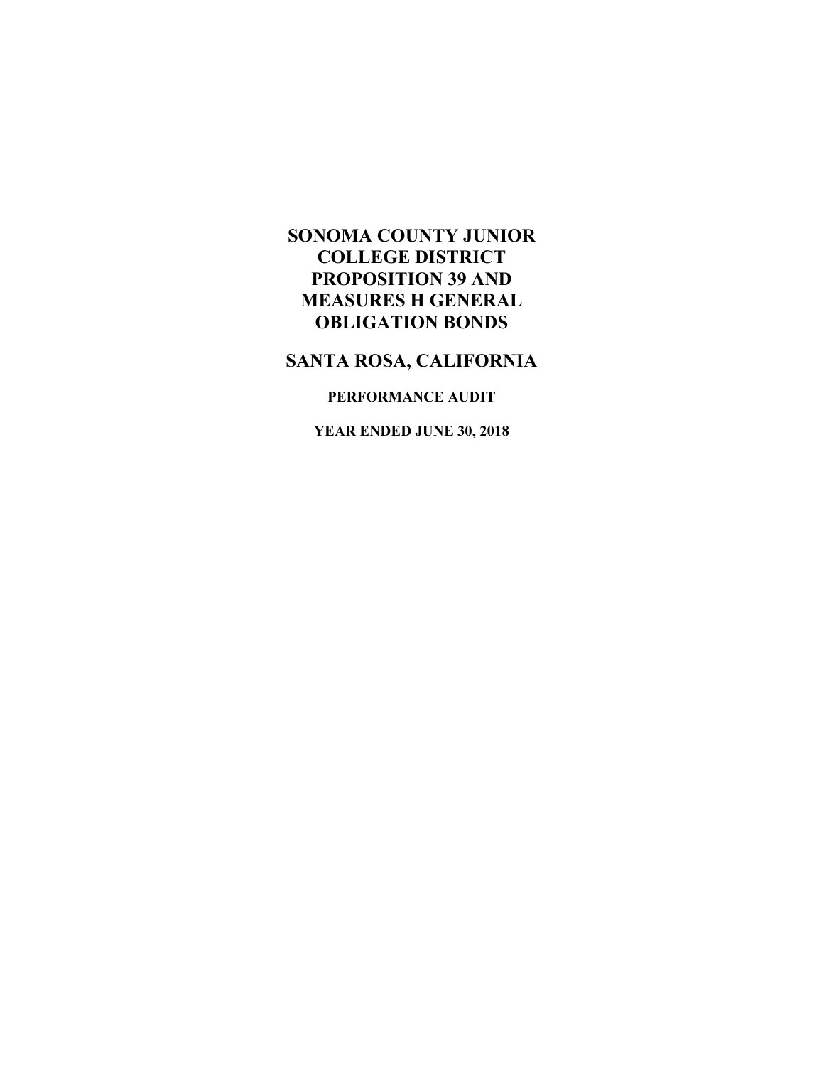# SONOMA COUNTY JUNIOR COLLEGE DISTRICT PROPOSITION 39 AND MEASURES H GENERAL OBLIGATION BONDS

## SANTA ROSA, CALIFORNIA

### PERFORMANCE AUDIT

### YEAR ENDED JUNE 30, 2018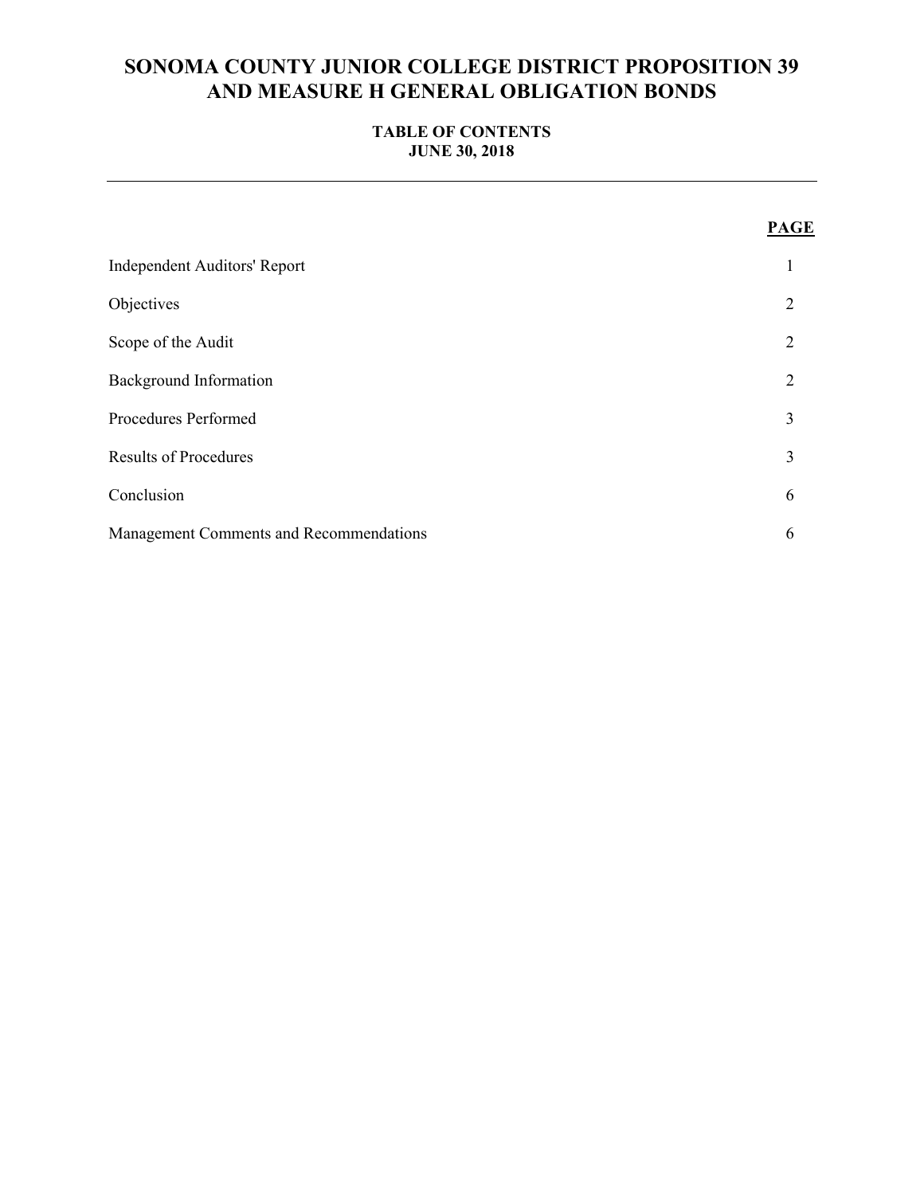# SONOMA COUNTY JUNIOR COLLEGE DISTRICT PROPOSITION 39 AND MEASURE H GENERAL OBLIGATION BONDS

## TABLE OF CONTENTS
## JUNE 30, 2018

| | PAGE |
|---|---|
| Independent Auditors' Report | 1 |
| Objectives | 2 |
| Scope of the Audit | 2 |
| Background Information | 2 |
| Procedures Performed | 3 |
| Results of Procedures | 3 |
| Conclusion | 6 |
| Management Comments and Recommendations | 6 |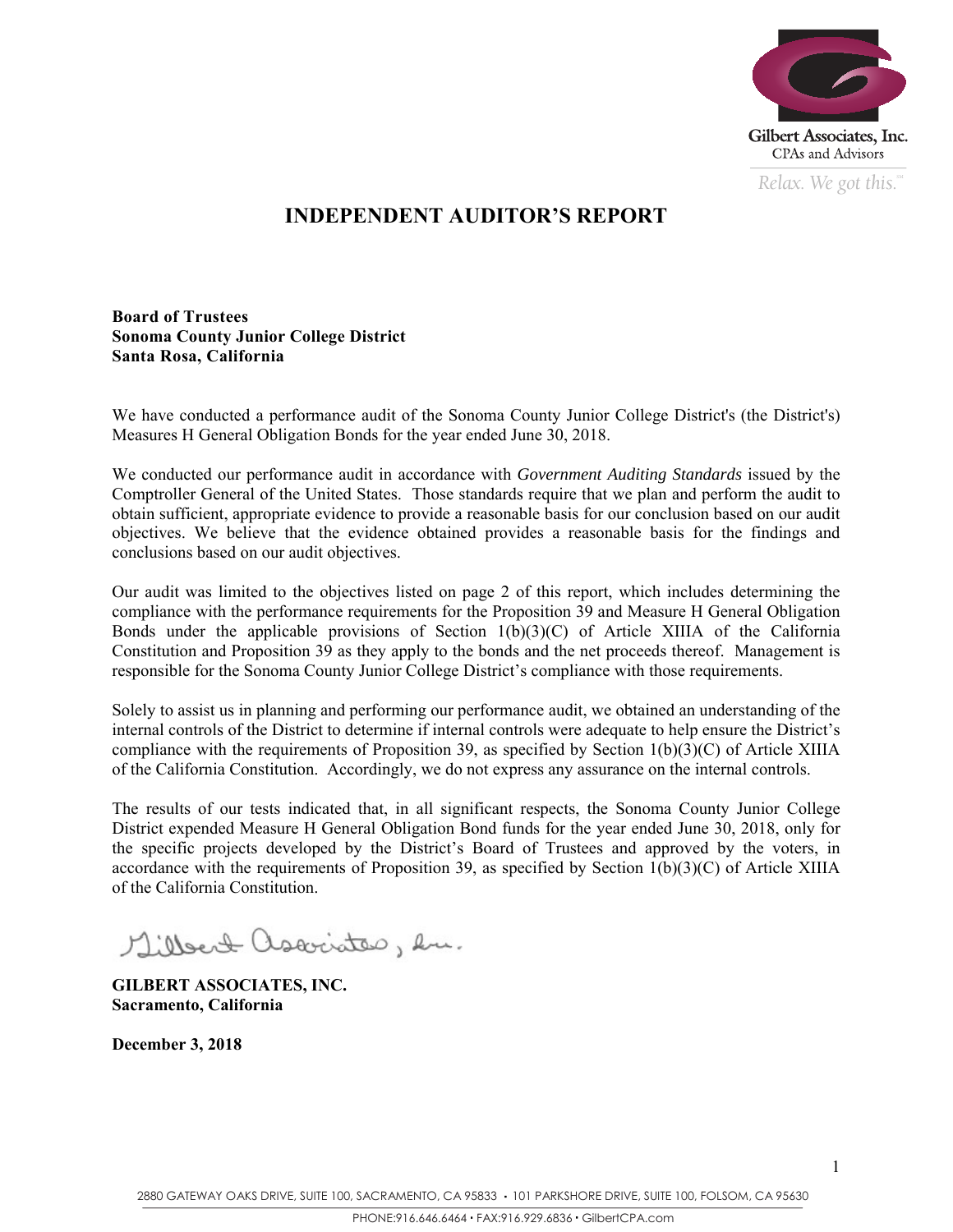Gilbert Associates, Inc.
CPAs and Advisors
*Relax. We got this.*

# INDEPENDENT AUDITOR'S REPORT

**Board of Trustees**
**Sonoma County Junior College District**
**Santa Rosa, California**

We have conducted a performance audit of the Sonoma County Junior College District's (the District's) Measures H General Obligation Bonds for the year ended June 30, 2018.

We conducted our performance audit in accordance with *Government Auditing Standards* issued by the Comptroller General of the United States. Those standards require that we plan and perform the audit to obtain sufficient, appropriate evidence to provide a reasonable basis for our conclusion based on our audit objectives. We believe that the evidence obtained provides a reasonable basis for the findings and conclusions based on our audit objectives.

Our audit was limited to the objectives listed on page 2 of this report, which includes determining the compliance with the performance requirements for the Proposition 39 and Measure H General Obligation Bonds under the applicable provisions of Section 1(b)(3)(C) of Article XIIIA of the California Constitution and Proposition 39 as they apply to the bonds and the net proceeds thereof. Management is responsible for the Sonoma County Junior College District's compliance with those requirements.

Solely to assist us in planning and performing our performance audit, we obtained an understanding of the internal controls of the District to determine if internal controls were adequate to help ensure the District's compliance with the requirements of Proposition 39, as specified by Section 1(b)(3)(C) of Article XIIIA of the California Constitution. Accordingly, we do not express any assurance on the internal controls.

The results of our tests indicated that, in all significant respects, the Sonoma County Junior College District expended Measure H General Obligation Bond funds for the year ended June 30, 2018, only for the specific projects developed by the District's Board of Trustees and approved by the voters, in accordance with the requirements of Proposition 39, as specified by Section 1(b)(3)(C) of Article XIIIA of the California Constitution.

*Gilbert Associates, Inc.*

**GILBERT ASSOCIATES, INC.**
**Sacramento, California**

**December 3, 2018**

2880 GATEWAY OAKS DRIVE, SUITE 100, SACRAMENTO, CA 95833 • 101 PARKSHORE DRIVE, SUITE 100, FOLSOM, CA 95630
PHONE:916.646.6464 • FAX:916.929.6836 • GilbertCPA.com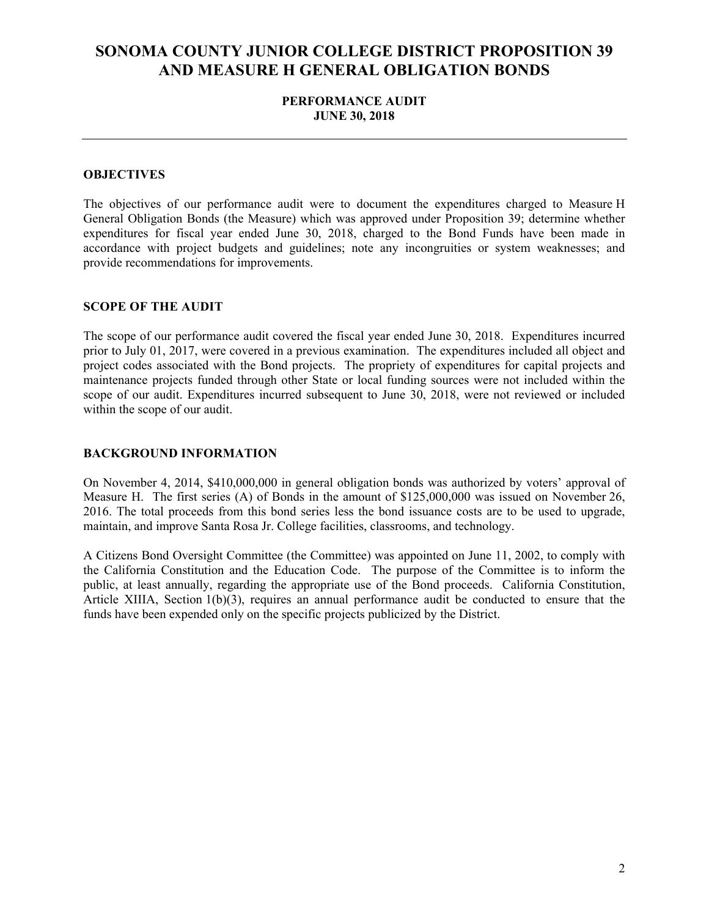# SONOMA COUNTY JUNIOR COLLEGE DISTRICT PROPOSITION 39 AND MEASURE H GENERAL OBLIGATION BONDS

**PERFORMANCE AUDIT**
**JUNE 30, 2018**

---

## OBJECTIVES

The objectives of our performance audit were to document the expenditures charged to Measure H General Obligation Bonds (the Measure) which was approved under Proposition 39; determine whether expenditures for fiscal year ended June 30, 2018, charged to the Bond Funds have been made in accordance with project budgets and guidelines; note any incongruities or system weaknesses; and provide recommendations for improvements.

## SCOPE OF THE AUDIT

The scope of our performance audit covered the fiscal year ended June 30, 2018. Expenditures incurred prior to July 01, 2017, were covered in a previous examination. The expenditures included all object and project codes associated with the Bond projects. The propriety of expenditures for capital projects and maintenance projects funded through other State or local funding sources were not included within the scope of our audit. Expenditures incurred subsequent to June 30, 2018, were not reviewed or included within the scope of our audit.

## BACKGROUND INFORMATION

On November 4, 2014, $410,000,000 in general obligation bonds was authorized by voters' approval of Measure H. The first series (A) of Bonds in the amount of $125,000,000 was issued on November 26, 2016. The total proceeds from this bond series less the bond issuance costs are to be used to upgrade, maintain, and improve Santa Rosa Jr. College facilities, classrooms, and technology.

A Citizens Bond Oversight Committee (the Committee) was appointed on June 11, 2002, to comply with the California Constitution and the Education Code. The purpose of the Committee is to inform the public, at least annually, regarding the appropriate use of the Bond proceeds. California Constitution, Article XIIIA, Section 1(b)(3), requires an annual performance audit be conducted to ensure that the funds have been expended only on the specific projects publicized by the District.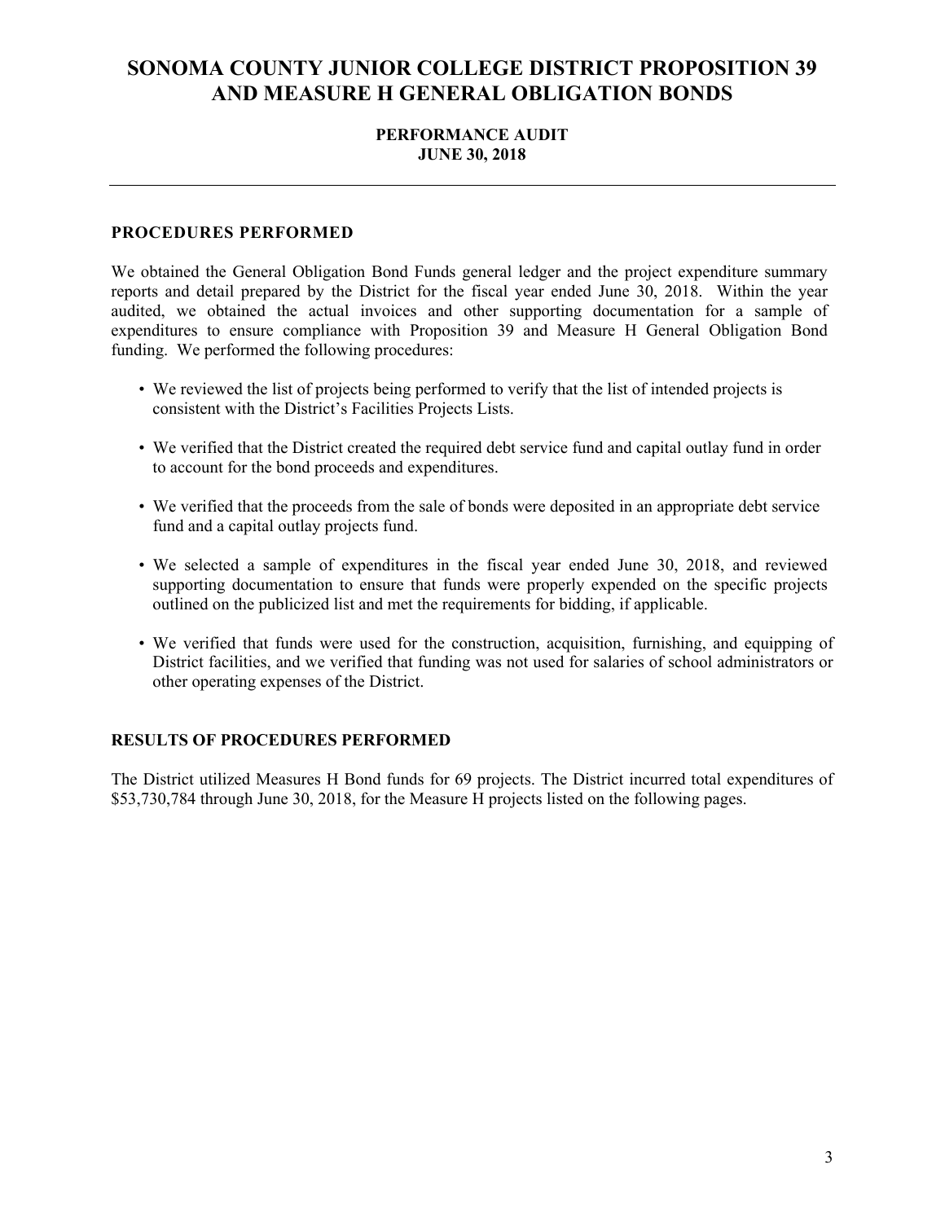# SONOMA COUNTY JUNIOR COLLEGE DISTRICT PROPOSITION 39 AND MEASURE H GENERAL OBLIGATION BONDS

**PERFORMANCE AUDIT**
**JUNE 30, 2018**

---

## PROCEDURES PERFORMED

We obtained the General Obligation Bond Funds general ledger and the project expenditure summary reports and detail prepared by the District for the fiscal year ended June 30, 2018. Within the year audited, we obtained the actual invoices and other supporting documentation for a sample of expenditures to ensure compliance with Proposition 39 and Measure H General Obligation Bond funding. We performed the following procedures:

- We reviewed the list of projects being performed to verify that the list of intended projects is consistent with the District's Facilities Projects Lists.
- We verified that the District created the required debt service fund and capital outlay fund in order to account for the bond proceeds and expenditures.
- We verified that the proceeds from the sale of bonds were deposited in an appropriate debt service fund and a capital outlay projects fund.
- We selected a sample of expenditures in the fiscal year ended June 30, 2018, and reviewed supporting documentation to ensure that funds were properly expended on the specific projects outlined on the publicized list and met the requirements for bidding, if applicable.
- We verified that funds were used for the construction, acquisition, furnishing, and equipping of District facilities, and we verified that funding was not used for salaries of school administrators or other operating expenses of the District.

## RESULTS OF PROCEDURES PERFORMED

The District utilized Measures H Bond funds for 69 projects. The District incurred total expenditures of $53,730,784 through June 30, 2018, for the Measure H projects listed on the following pages.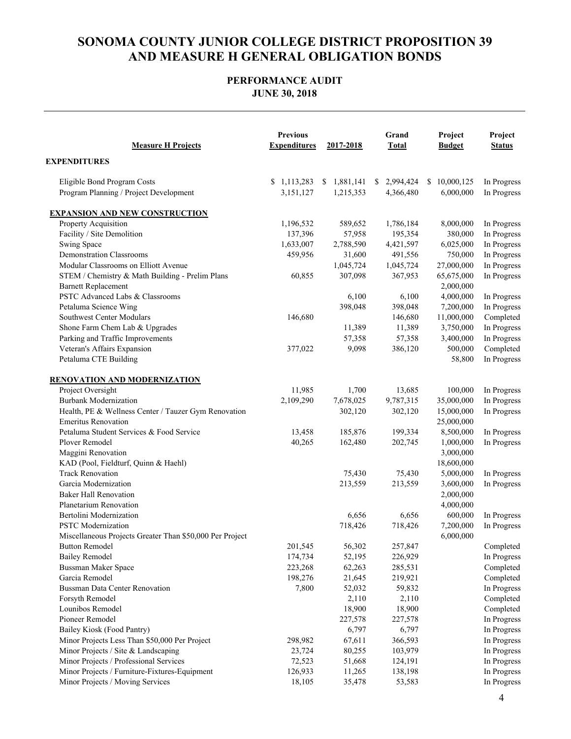# SONOMA COUNTY JUNIOR COLLEGE DISTRICT PROPOSITION 39 AND MEASURE H GENERAL OBLIGATION BONDS

## PERFORMANCE AUDIT
### JUNE 30, 2018

| Measure H Projects | Previous Expenditures | 2017-2018 | Grand Total | Project Budget | Project Status |
|---|---|---|---|---|---|
| **EXPENDITURES** | | | | | |
| Eligible Bond Program Costs | $ 1,113,283 | $ 1,881,141 | $ 2,994,424 | $ 10,000,125 | In Progress |
| Program Planning / Project Development | 3,151,127 | 1,215,353 | 4,366,480 | 6,000,000 | In Progress |
| **EXPANSION AND NEW CONSTRUCTION** | | | | | |
| Property Acquisition | 1,196,532 | 589,652 | 1,786,184 | 8,000,000 | In Progress |
| Facility / Site Demolition | 137,396 | 57,958 | 195,354 | 380,000 | In Progress |
| Swing Space | 1,633,007 | 2,788,590 | 4,421,597 | 6,025,000 | In Progress |
| Demonstration Classrooms | 459,956 | 31,600 | 491,556 | 750,000 | In Progress |
| Modular Classrooms on Elliott Avenue | | 1,045,724 | 1,045,724 | 27,000,000 | In Progress |
| STEM / Chemistry & Math Building - Prelim Plans | 60,855 | 307,098 | 367,953 | 65,675,000 | In Progress |
| Barnett Replacement | | | | 2,000,000 | |
| PSTC Advanced Labs & Classrooms | | 6,100 | 6,100 | 4,000,000 | In Progress |
| Petaluma Science Wing | | 398,048 | 398,048 | 7,200,000 | In Progress |
| Southwest Center Modulars | 146,680 | | 146,680 | 11,000,000 | Completed |
| Shone Farm Chem Lab & Upgrades | | 11,389 | 11,389 | 3,750,000 | In Progress |
| Parking and Traffic Improvements | | 57,358 | 57,358 | 3,400,000 | In Progress |
| Veteran's Affairs Expansion | 377,022 | 9,098 | 386,120 | 500,000 | Completed |
| Petaluma CTE Building | | | | 58,800 | In Progress |
| **RENOVATION AND MODERNIZATION** | | | | | |
| Project Oversight | 11,985 | 1,700 | 13,685 | 100,000 | In Progress |
| Burbank Modernization | 2,109,290 | 7,678,025 | 9,787,315 | 35,000,000 | In Progress |
| Health, PE & Wellness Center / Tauzer Gym Renovation | | 302,120 | 302,120 | 15,000,000 | In Progress |
| Emeritus Renovation | | | | 25,000,000 | |
| Petaluma Student Services & Food Service | 13,458 | 185,876 | 199,334 | 8,500,000 | In Progress |
| Plover Remodel | 40,265 | 162,480 | 202,745 | 1,000,000 | In Progress |
| Maggini Renovation | | | | 3,000,000 | |
| KAD (Pool, Fieldturf, Quinn & Haehl) | | | | 18,600,000 | |
| Track Renovation | | 75,430 | 75,430 | 5,000,000 | In Progress |
| Garcia Modernization | | 213,559 | 213,559 | 3,600,000 | In Progress |
| Baker Hall Renovation | | | | 2,000,000 | |
| Planetarium Renovation | | | | 4,000,000 | |
| Bertolini Modernization | | 6,656 | 6,656 | 600,000 | In Progress |
| PSTC Modernization | | 718,426 | 718,426 | 7,200,000 | In Progress |
| Miscellaneous Projects Greater Than $50,000 Per Project | | | | 6,000,000 | |
| Button Remodel | 201,545 | 56,302 | 257,847 | | Completed |
| Bailey Remodel | 174,734 | 52,195 | 226,929 | | In Progress |
| Bussman Maker Space | 223,268 | 62,263 | 285,531 | | Completed |
| Garcia Remodel | 198,276 | 21,645 | 219,921 | | Completed |
| Bussman Data Center Renovation | 7,800 | 52,032 | 59,832 | | In Progress |
| Forsyth Remodel | | 2,110 | 2,110 | | Completed |
| Lounibos Remodel | | 18,900 | 18,900 | | Completed |
| Pioneer Remodel | | 227,578 | 227,578 | | In Progress |
| Bailey Kiosk (Food Pantry) | | 6,797 | 6,797 | | In Progress |
| Minor Projects Less Than $50,000 Per Project | 298,982 | 67,611 | 366,593 | | In Progress |
| Minor Projects / Site & Landscaping | 23,724 | 80,255 | 103,979 | | In Progress |
| Minor Projects / Professional Services | 72,523 | 51,668 | 124,191 | | In Progress |
| Minor Projects / Furniture-Fixtures-Equipment | 126,933 | 11,265 | 138,198 | | In Progress |
| Minor Projects / Moving Services | 18,105 | 35,478 | 53,583 | | In Progress |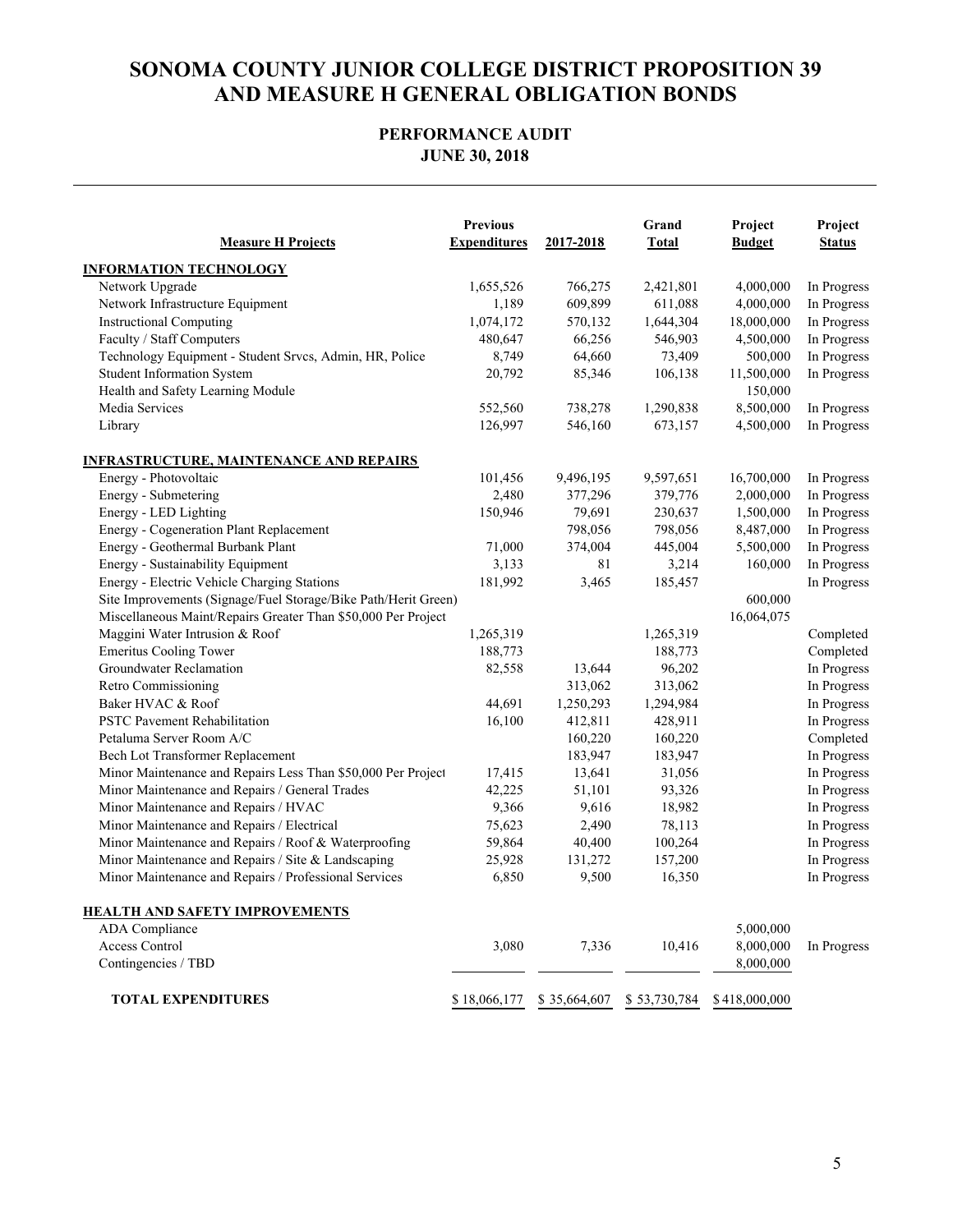# SONOMA COUNTY JUNIOR COLLEGE DISTRICT PROPOSITION 39 AND MEASURE H GENERAL OBLIGATION BONDS

## PERFORMANCE AUDIT
## JUNE 30, 2018

| Measure H Projects | Previous Expenditures | 2017-2018 | Grand Total | Project Budget | Project Status |
|---|---|---|---|---|---|
| **INFORMATION TECHNOLOGY** | | | | | |
| Network Upgrade | 1,655,526 | 766,275 | 2,421,801 | 4,000,000 | In Progress |
| Network Infrastructure Equipment | 1,189 | 609,899 | 611,088 | 4,000,000 | In Progress |
| Instructional Computing | 1,074,172 | 570,132 | 1,644,304 | 18,000,000 | In Progress |
| Faculty / Staff Computers | 480,647 | 66,256 | 546,903 | 4,500,000 | In Progress |
| Technology Equipment - Student Srvcs, Admin, HR, Police | 8,749 | 64,660 | 73,409 | 500,000 | In Progress |
| Student Information System | 20,792 | 85,346 | 106,138 | 11,500,000 | In Progress |
| Health and Safety Learning Module | | | | 150,000 | |
| Media Services | 552,560 | 738,278 | 1,290,838 | 8,500,000 | In Progress |
| Library | 126,997 | 546,160 | 673,157 | 4,500,000 | In Progress |
| **INFRASTRUCTURE, MAINTENANCE AND REPAIRS** | | | | | |
| Energy - Photovoltaic | 101,456 | 9,496,195 | 9,597,651 | 16,700,000 | In Progress |
| Energy - Submetering | 2,480 | 377,296 | 379,776 | 2,000,000 | In Progress |
| Energy - LED Lighting | 150,946 | 79,691 | 230,637 | 1,500,000 | In Progress |
| Energy - Cogeneration Plant Replacement | | 798,056 | 798,056 | 8,487,000 | In Progress |
| Energy - Geothermal Burbank Plant | 71,000 | 374,004 | 445,004 | 5,500,000 | In Progress |
| Energy - Sustainability Equipment | 3,133 | 81 | 3,214 | 160,000 | In Progress |
| Energy - Electric Vehicle Charging Stations | 181,992 | 3,465 | 185,457 | | In Progress |
| Site Improvements (Signage/Fuel Storage/Bike Path/Herit Green) | | | | 600,000 | |
| Miscellaneous Maint/Repairs Greater Than $50,000 Per Project | | | | 16,064,075 | |
| Maggini Water Intrusion & Roof | 1,265,319 | | 1,265,319 | | Completed |
| Emeritus Cooling Tower | 188,773 | | 188,773 | | Completed |
| Groundwater Reclamation | 82,558 | 13,644 | 96,202 | | In Progress |
| Retro Commissioning | | 313,062 | 313,062 | | In Progress |
| Baker HVAC & Roof | 44,691 | 1,250,293 | 1,294,984 | | In Progress |
| PSTC Pavement Rehabilitation | 16,100 | 412,811 | 428,911 | | In Progress |
| Petaluma Server Room A/C | | 160,220 | 160,220 | | Completed |
| Bech Lot Transformer Replacement | | 183,947 | 183,947 | | In Progress |
| Minor Maintenance and Repairs Less Than $50,000 Per Project | 17,415 | 13,641 | 31,056 | | In Progress |
| Minor Maintenance and Repairs / General Trades | 42,225 | 51,101 | 93,326 | | In Progress |
| Minor Maintenance and Repairs / HVAC | 9,366 | 9,616 | 18,982 | | In Progress |
| Minor Maintenance and Repairs / Electrical | 75,623 | 2,490 | 78,113 | | In Progress |
| Minor Maintenance and Repairs / Roof & Waterproofing | 59,864 | 40,400 | 100,264 | | In Progress |
| Minor Maintenance and Repairs / Site & Landscaping | 25,928 | 131,272 | 157,200 | | In Progress |
| Minor Maintenance and Repairs / Professional Services | 6,850 | 9,500 | 16,350 | | In Progress |
| **HEALTH AND SAFETY IMPROVEMENTS** | | | | | |
| ADA Compliance | | | | 5,000,000 | |
| Access Control | 3,080 | 7,336 | 10,416 | 8,000,000 | In Progress |
| Contingencies / TBD | | | | 8,000,000 | |
| **TOTAL EXPENDITURES** | $ 18,066,177 | $ 35,664,607 | $ 53,730,784 | $ 418,000,000 | |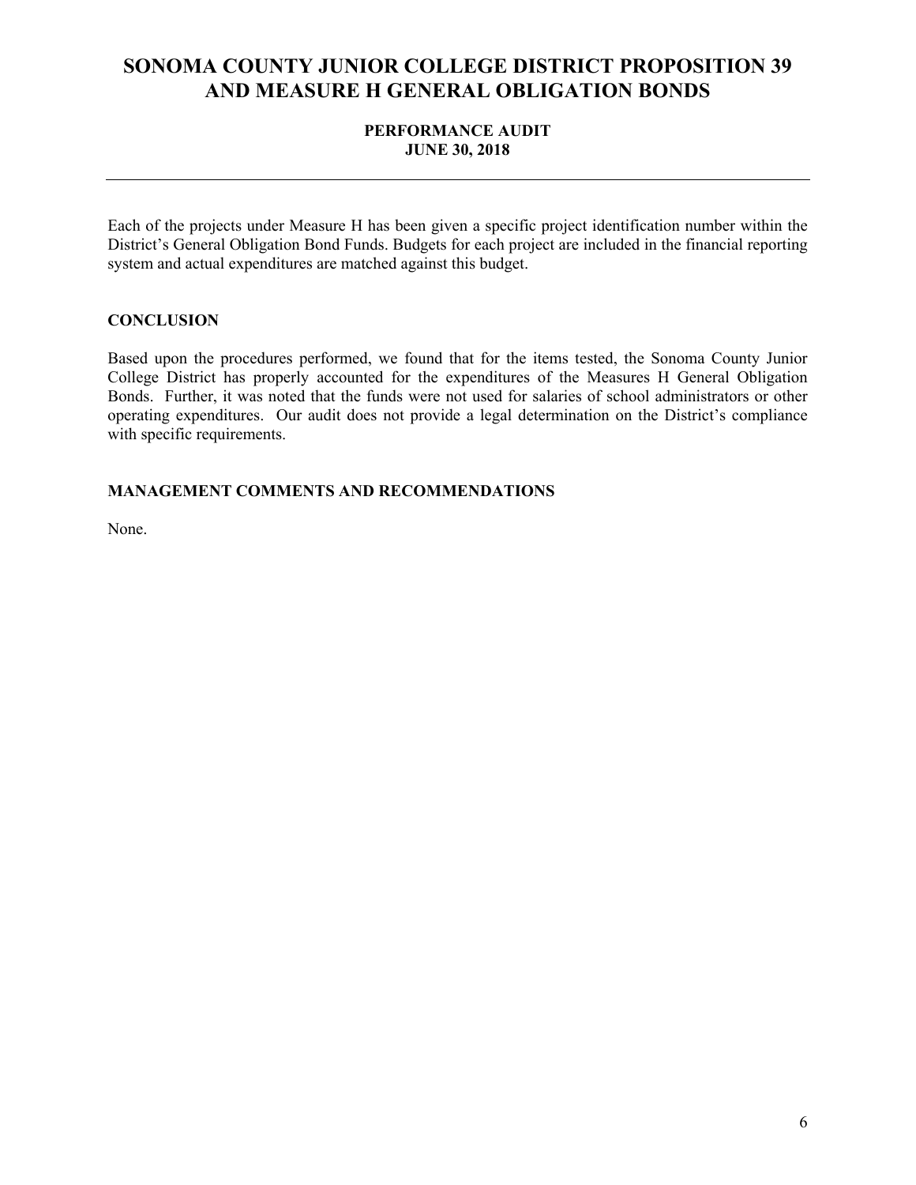Each of the projects under Measure H has been given a specific project identification number within the District's General Obligation Bond Funds. Budgets for each project are included in the financial reporting system and actual expenditures are matched against this budget.

## CONCLUSION

Based upon the procedures performed, we found that for the items tested, the Sonoma County Junior College District has properly accounted for the expenditures of the Measures H General Obligation Bonds. Further, it was noted that the funds were not used for salaries of school administrators or other operating expenditures. Our audit does not provide a legal determination on the District's compliance with specific requirements.

## MANAGEMENT COMMENTS AND RECOMMENDATIONS

None.